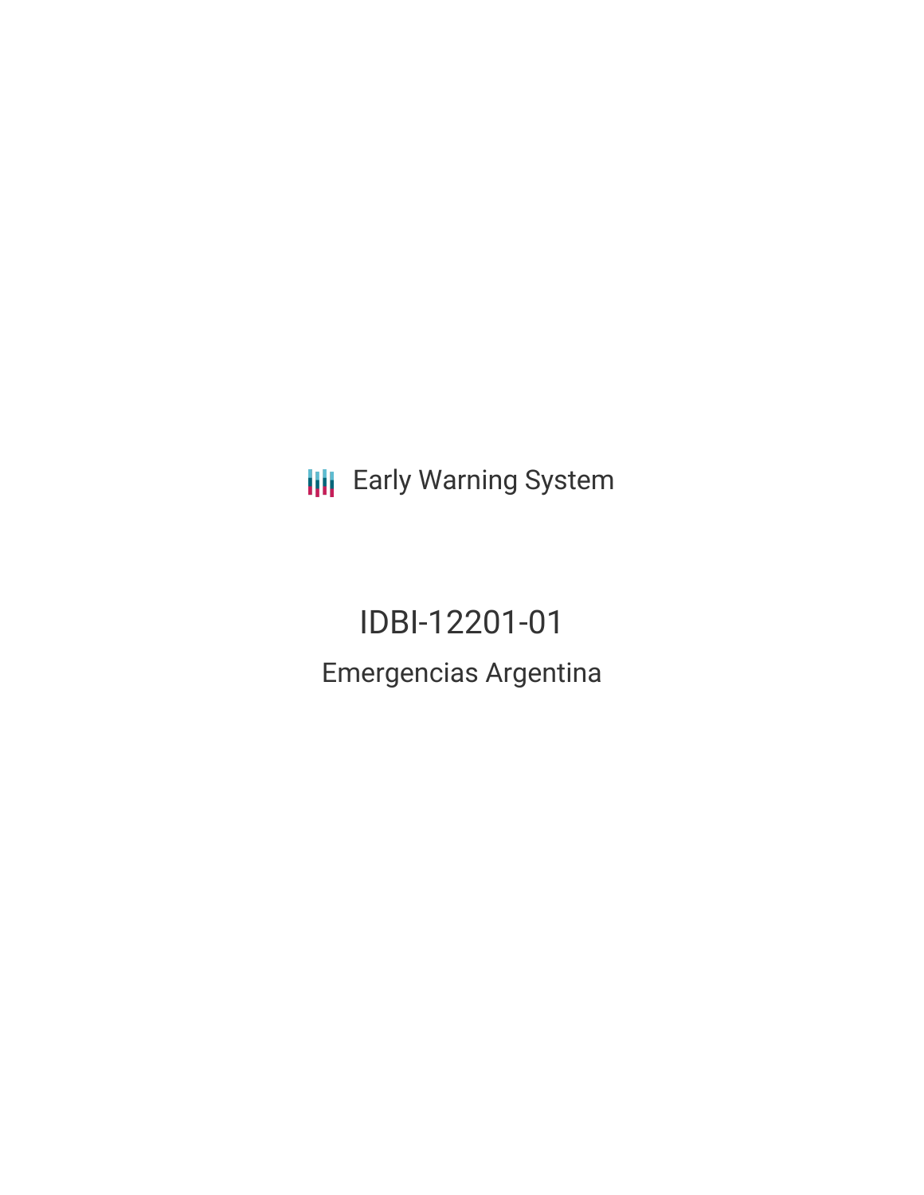Early Warning System

# IDBI-12201-01

## Emergencias Argentina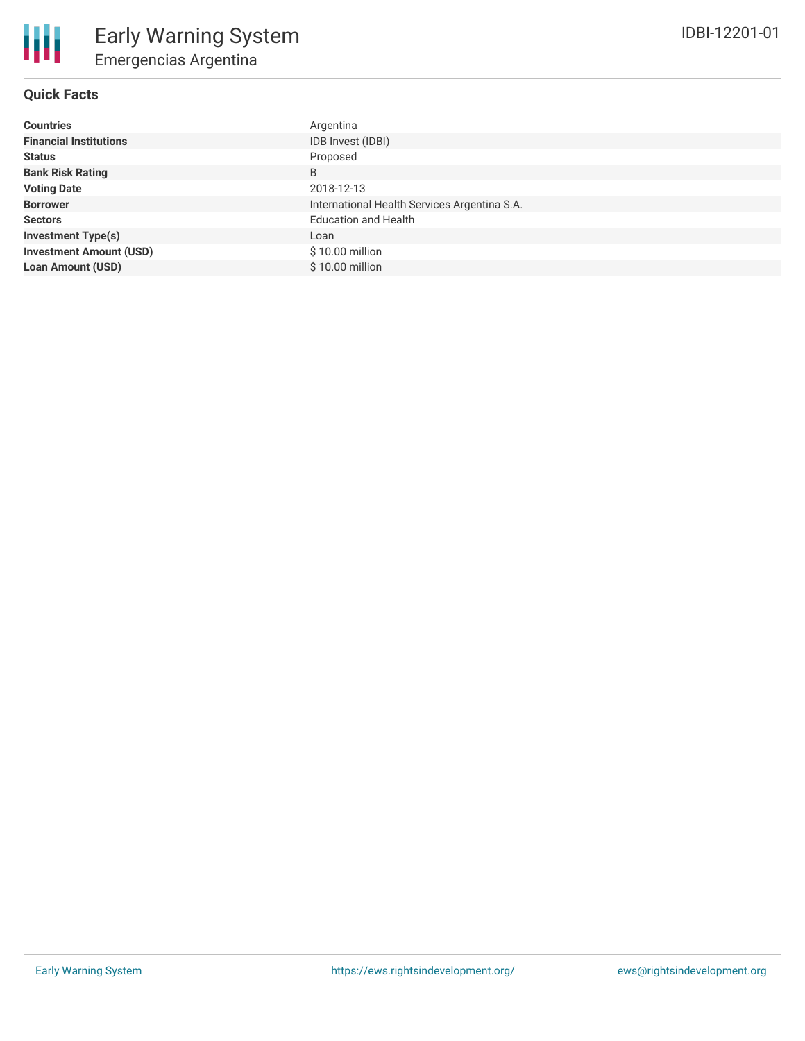# Early Warning System

## Emergencias Argentina

IDBI-12201-01

### Quick Facts

| | |
|---|---|
| **Countries** | Argentina |
| **Financial Institutions** | IDB Invest (IDBI) |
| **Status** | Proposed |
| **Bank Risk Rating** | B |
| **Voting Date** | 2018-12-13 |
| **Borrower** | International Health Services Argentina S.A. |
| **Sectors** | Education and Health |
| **Investment Type(s)** | Loan |
| **Investment Amount (USD)** | $ 10.00 million |
| **Loan Amount (USD)** | $ 10.00 million |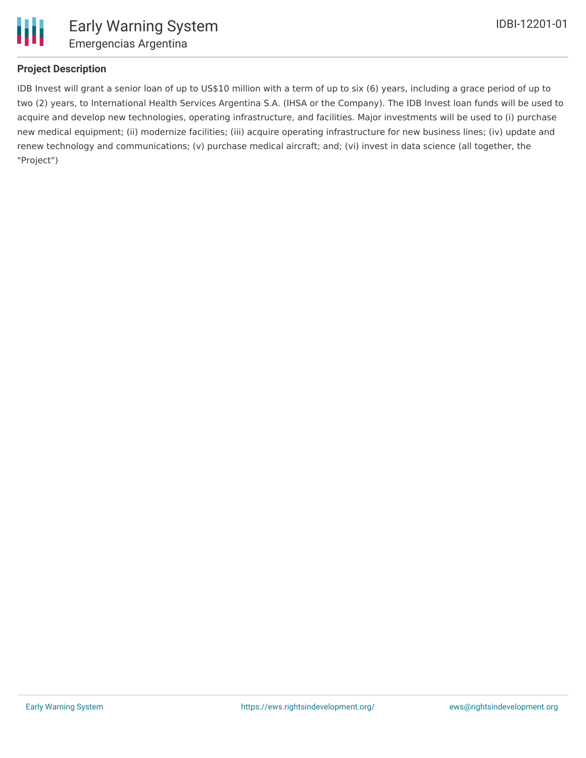### Project Description

IDB Invest will grant a senior loan of up to US$10 million with a term of up to six (6) years, including a grace period of up to two (2) years, to International Health Services Argentina S.A. (IHSA or the Company). The IDB Invest loan funds will be used to acquire and develop new technologies, operating infrastructure, and facilities. Major investments will be used to (i) purchase new medical equipment; (ii) modernize facilities; (iii) acquire operating infrastructure for new business lines; (iv) update and renew technology and communications; (v) purchase medical aircraft; and; (vi) invest in data science (all together, the "Project")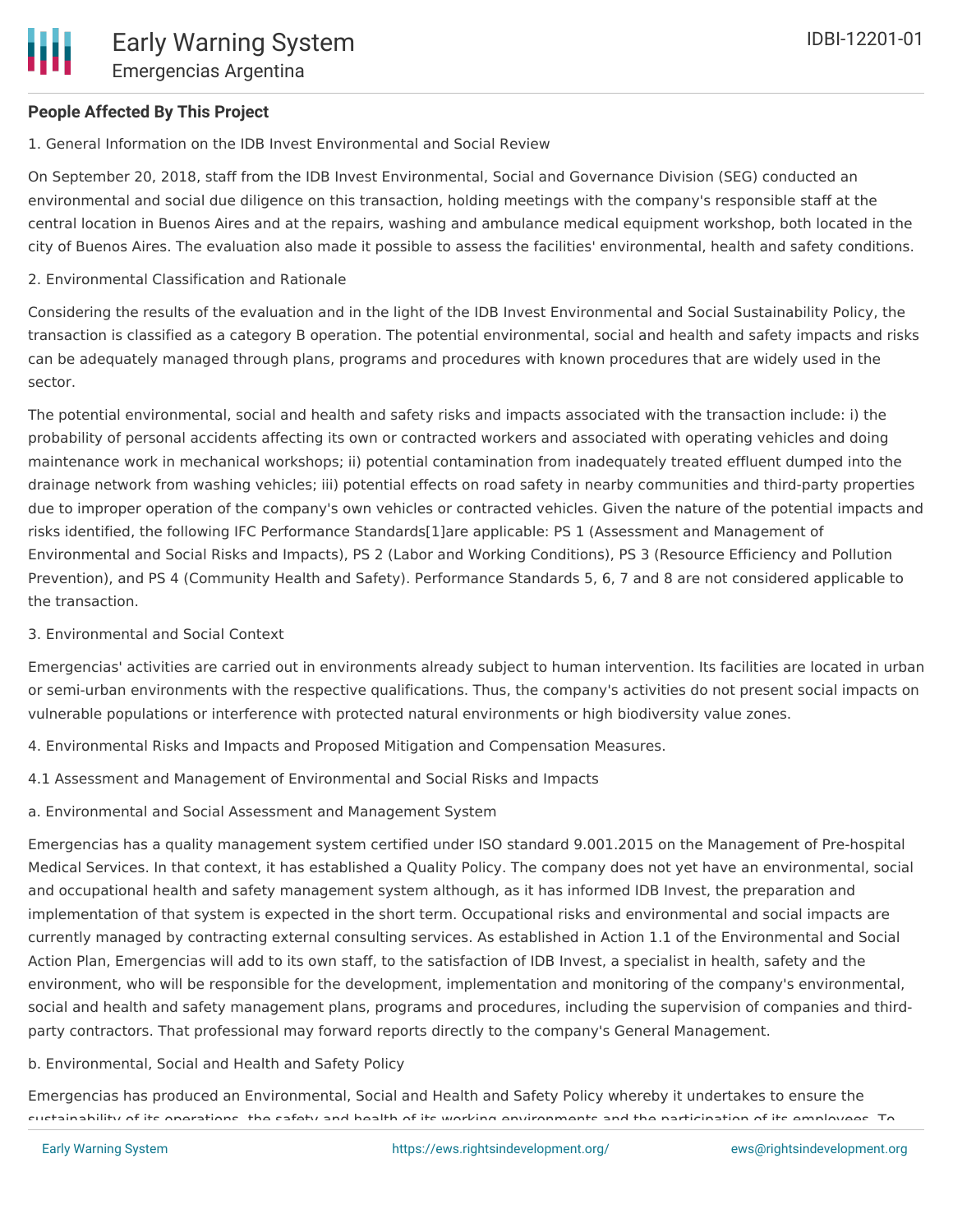## People Affected By This Project

1. General Information on the IDB Invest Environmental and Social Review

On September 20, 2018, staff from the IDB Invest Environmental, Social and Governance Division (SEG) conducted an environmental and social due diligence on this transaction, holding meetings with the company's responsible staff at the central location in Buenos Aires and at the repairs, washing and ambulance medical equipment workshop, both located in the city of Buenos Aires. The evaluation also made it possible to assess the facilities' environmental, health and safety conditions.

2. Environmental Classification and Rationale

Considering the results of the evaluation and in the light of the IDB Invest Environmental and Social Sustainability Policy, the transaction is classified as a category B operation. The potential environmental, social and health and safety impacts and risks can be adequately managed through plans, programs and procedures with known procedures that are widely used in the sector.

The potential environmental, social and health and safety risks and impacts associated with the transaction include: i) the probability of personal accidents affecting its own or contracted workers and associated with operating vehicles and doing maintenance work in mechanical workshops; ii) potential contamination from inadequately treated effluent dumped into the drainage network from washing vehicles; iii) potential effects on road safety in nearby communities and third-party properties due to improper operation of the company's own vehicles or contracted vehicles. Given the nature of the potential impacts and risks identified, the following IFC Performance Standards[1]are applicable: PS 1 (Assessment and Management of Environmental and Social Risks and Impacts), PS 2 (Labor and Working Conditions), PS 3 (Resource Efficiency and Pollution Prevention), and PS 4 (Community Health and Safety). Performance Standards 5, 6, 7 and 8 are not considered applicable to the transaction.

3. Environmental and Social Context

Emergencias' activities are carried out in environments already subject to human intervention. Its facilities are located in urban or semi-urban environments with the respective qualifications. Thus, the company's activities do not present social impacts on vulnerable populations or interference with protected natural environments or high biodiversity value zones.

4. Environmental Risks and Impacts and Proposed Mitigation and Compensation Measures.

4.1 Assessment and Management of Environmental and Social Risks and Impacts

a. Environmental and Social Assessment and Management System

Emergencias has a quality management system certified under ISO standard 9.001.2015 on the Management of Pre-hospital Medical Services. In that context, it has established a Quality Policy. The company does not yet have an environmental, social and occupational health and safety management system although, as it has informed IDB Invest, the preparation and implementation of that system is expected in the short term. Occupational risks and environmental and social impacts are currently managed by contracting external consulting services. As established in Action 1.1 of the Environmental and Social Action Plan, Emergencias will add to its own staff, to the satisfaction of IDB Invest, a specialist in health, safety and the environment, who will be responsible for the development, implementation and monitoring of the company's environmental, social and health and safety management plans, programs and procedures, including the supervision of companies and third-party contractors. That professional may forward reports directly to the company's General Management.

b. Environmental, Social and Health and Safety Policy

Emergencias has produced an Environmental, Social and Health and Safety Policy whereby it undertakes to ensure the sustainability of its operations, the safety and health of its working environments and the participation of its employees. To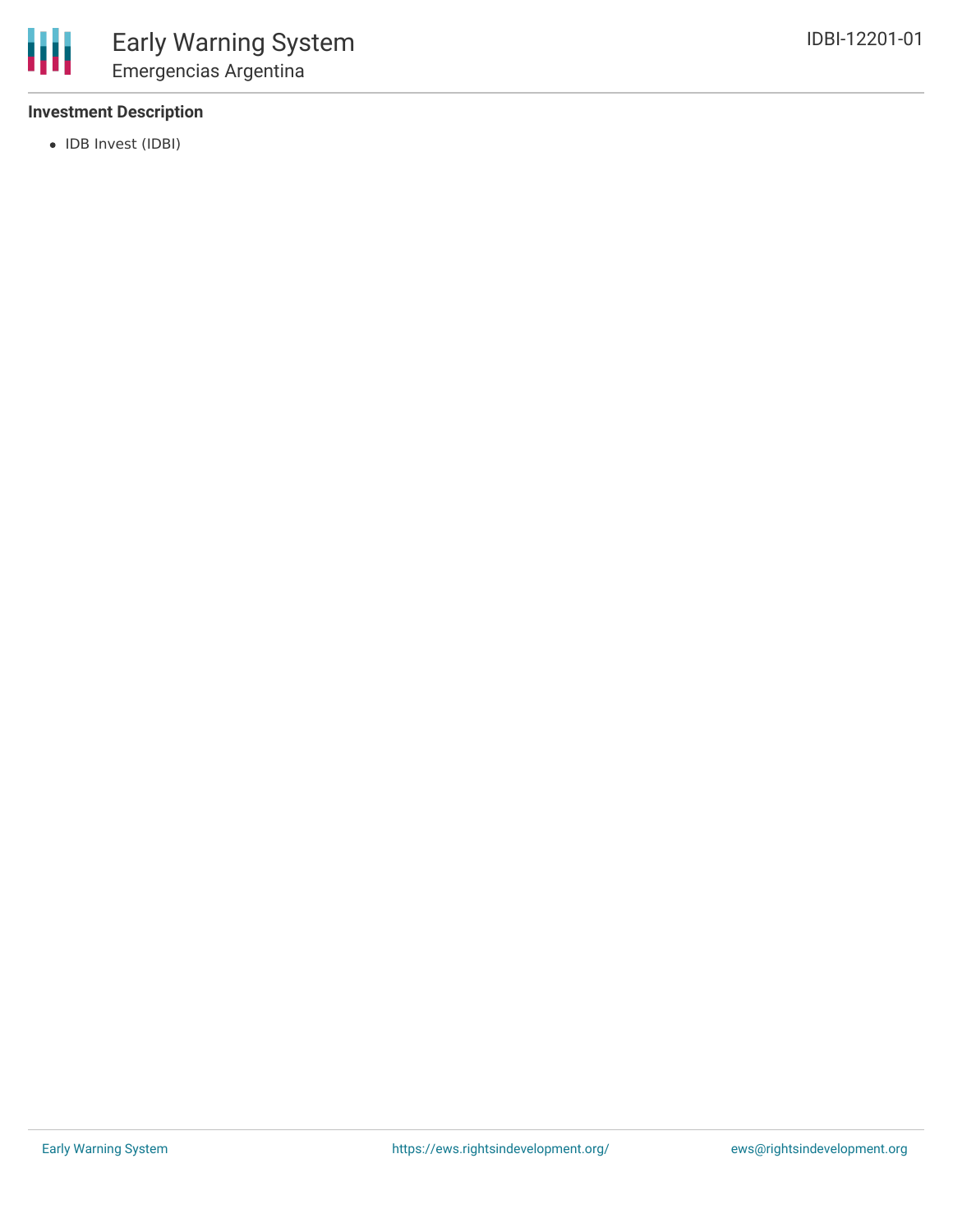**Investment Description**

- IDB Invest (IDBI)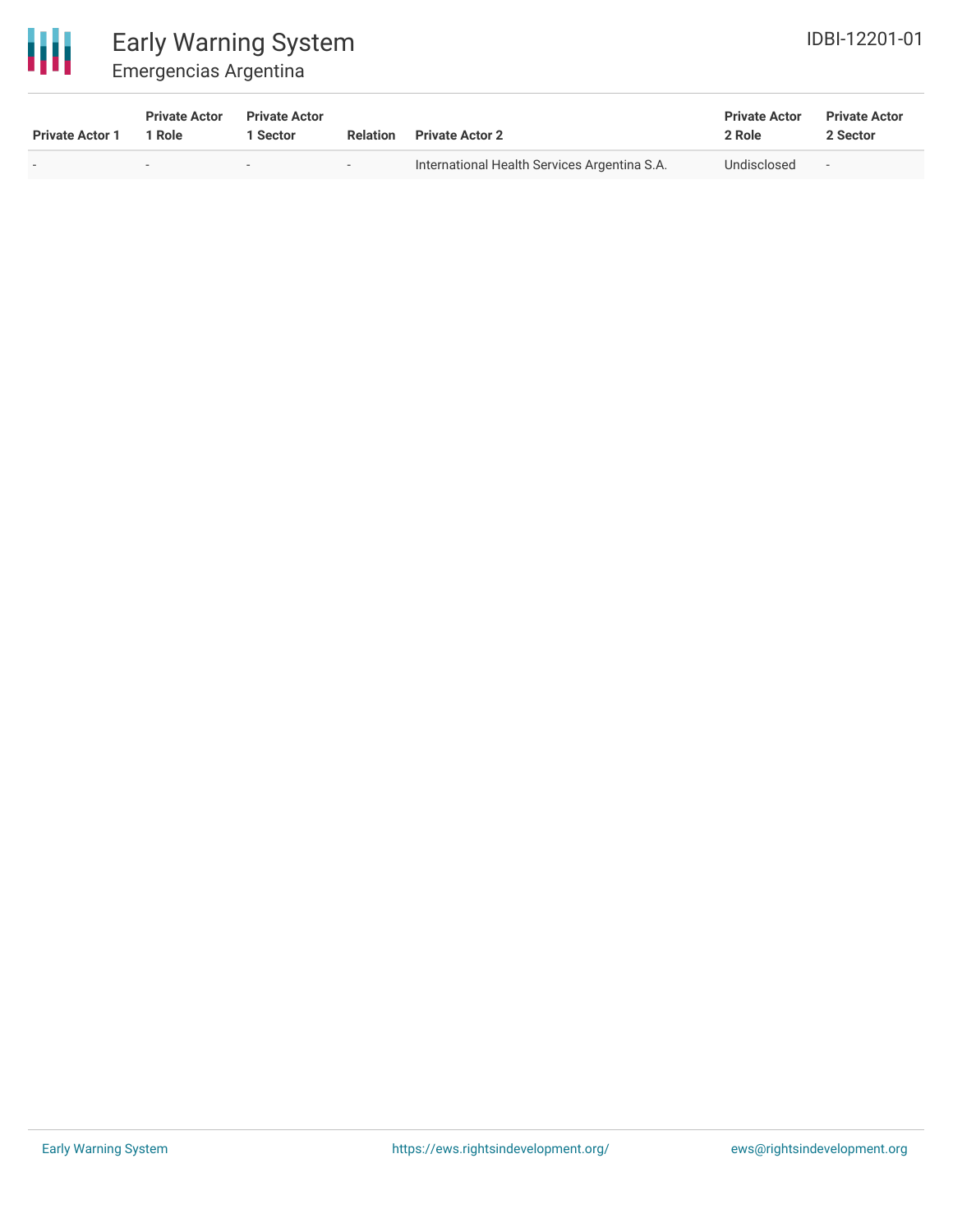| Private Actor 1 | Private Actor 1 Role | Private Actor 1 Sector | Relation | Private Actor 2 | Private Actor 2 Role | Private Actor 2 Sector |
|---|---|---|---|---|---|---|
| - | - | - | - | International Health Services Argentina S.A. | Undisclosed | - |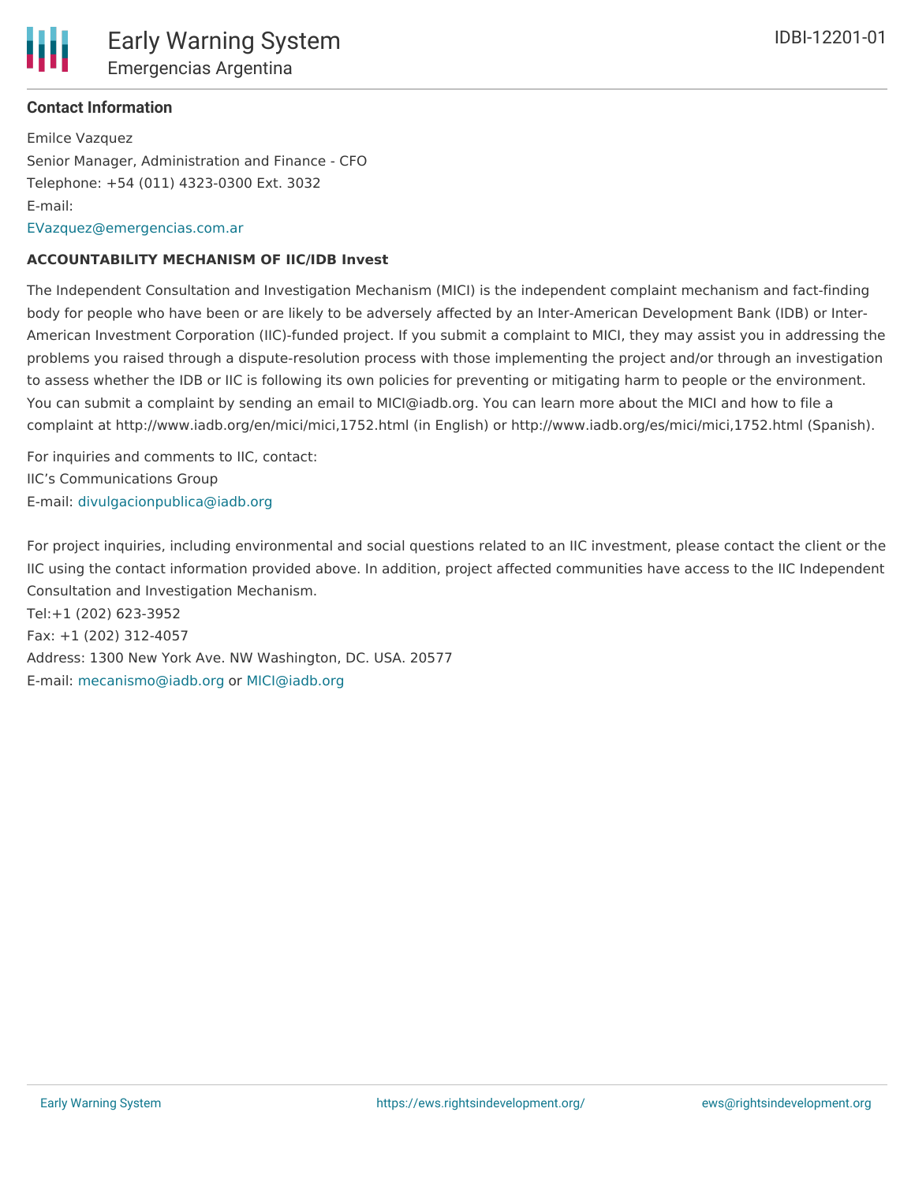### Contact Information

Emilce Vazquez
Senior Manager, Administration and Finance - CFO
Telephone: +54 (011) 4323-0300 Ext. 3032
E-mail:
EVazquez@emergencias.com.ar

**ACCOUNTABILITY MECHANISM OF IIC/IDB Invest**

The Independent Consultation and Investigation Mechanism (MICI) is the independent complaint mechanism and fact-finding body for people who have been or are likely to be adversely affected by an Inter-American Development Bank (IDB) or Inter-American Investment Corporation (IIC)-funded project. If you submit a complaint to MICI, they may assist you in addressing the problems you raised through a dispute-resolution process with those implementing the project and/or through an investigation to assess whether the IDB or IIC is following its own policies for preventing or mitigating harm to people or the environment. You can submit a complaint by sending an email to MICI@iadb.org. You can learn more about the MICI and how to file a complaint at http://www.iadb.org/en/mici/mici,1752.html (in English) or http://www.iadb.org/es/mici/mici,1752.html (Spanish).

For inquiries and comments to IIC, contact:
IIC's Communications Group
E-mail: divulgacionpublica@iadb.org

For project inquiries, including environmental and social questions related to an IIC investment, please contact the client or the IIC using the contact information provided above. In addition, project affected communities have access to the IIC Independent Consultation and Investigation Mechanism.
Tel:+1 (202) 623-3952
Fax: +1 (202) 312-4057
Address: 1300 New York Ave. NW Washington, DC. USA. 20577
E-mail: mecanismo@iadb.org or MICI@iadb.org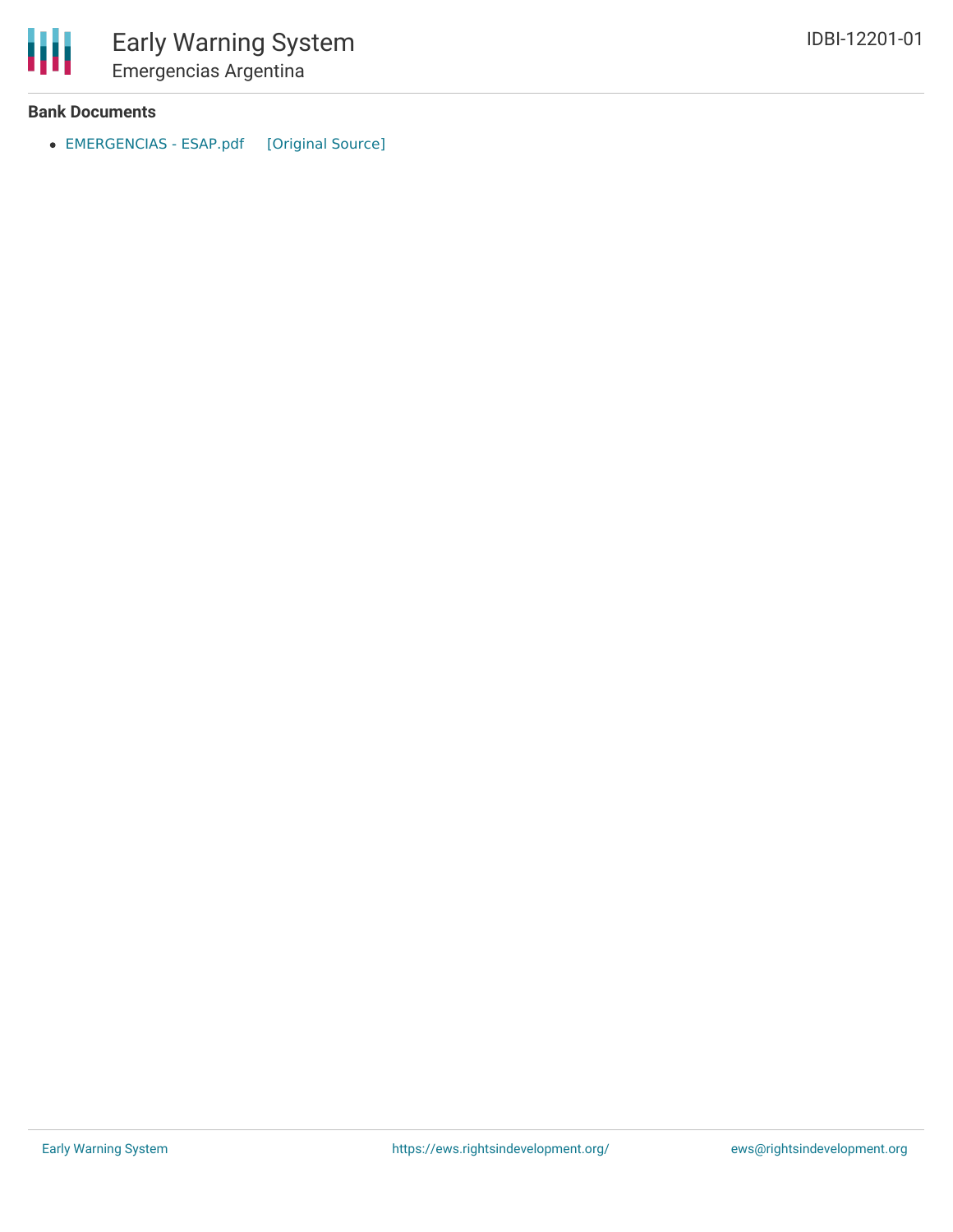**Bank Documents**

- EMERGENCIAS - ESAP.pdf [Original Source]